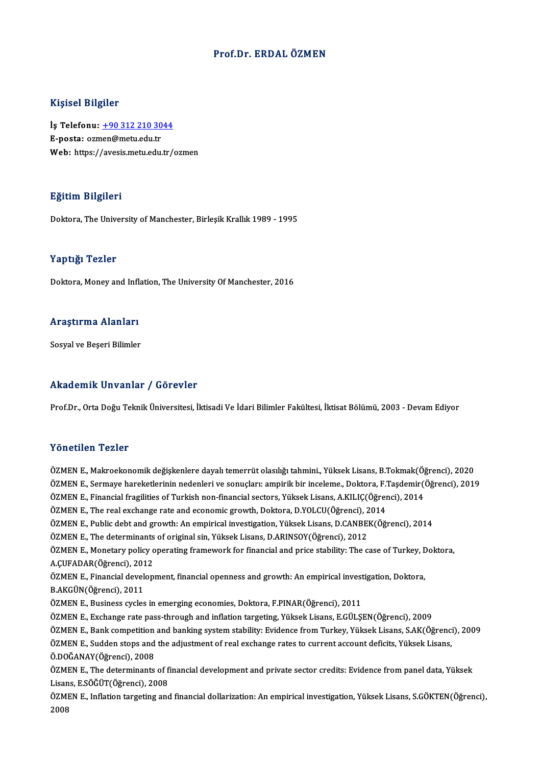# Prof.Dr. ERDAL ÖZMEN

## Kişisel Bilgiler

**İş Telefonu:** +90 312 210 3044
**E-posta:** ozmen@metu.edu.tr
**Web:** https://avesis.metu.edu.tr/ozmen

## Eğitim Bilgileri

Doktora, The University of Manchester, Birleşik Krallık 1989 - 1995

## Yaptığı Tezler

Doktora, Money and Inflation, The University Of Manchester, 2016

## Araştırma Alanları

Sosyal ve Beşeri Bilimler

## Akademik Unvanlar / Görevler

Prof.Dr., Orta Doğu Teknik Üniversitesi, İktisadi Ve İdari Bilimler Fakültesi, İktisat Bölümü, 2003 - Devam Ediyor

## Yönetilen Tezler

ÖZMEN E., Makroekonomik değişkenlere dayalı temerrüt olasılığı tahmini., Yüksek Lisans, B.Tokmak(Öğrenci), 2020
ÖZMEN E., Sermaye hareketlerinin nedenleri ve sonuçları: ampirik bir inceleme., Doktora, F.Taşdemir(Öğrenci), 2019
ÖZMEN E., Financial fragilities of Turkish non-financial sectors, Yüksek Lisans, A.KILIÇ(Öğrenci), 2014
ÖZMEN E., The real exchange rate and economic growth, Doktora, D.YOLCU(Öğrenci), 2014
ÖZMEN E., Public debt and growth: An empirical investigation, Yüksek Lisans, D.CANBEK(Öğrenci), 2014
ÖZMEN E., The determinants of original sin, Yüksek Lisans, D.ARINSOY(Öğrenci), 2012
ÖZMEN E., Monetary policy operating framework for financial and price stability: The case of Turkey, Doktora, A.ÇUFADAR(Öğrenci), 2012
ÖZMEN E., Financial development, financial openness and growth: An empirical investigation, Doktora, B.AKGÜN(Öğrenci), 2011
ÖZMEN E., Business cycles in emerging economies, Doktora, F.PINAR(Öğrenci), 2011
ÖZMEN E., Exchange rate pass-through and inflation targeting, Yüksek Lisans, E.GÜLŞEN(Öğrenci), 2009
ÖZMEN E., Bank competition and banking system stability: Evidence from Turkey, Yüksek Lisans, S.AK(Öğrenci), 2009
ÖZMEN E., Sudden stops and the adjustment of real exchange rates to current account deficits, Yüksek Lisans, Ö.DOĞANAY(Öğrenci), 2008
ÖZMEN E., The determinants of financial development and private sector credits: Evidence from panel data, Yüksek Lisans, E.SÖĞÜT(Öğrenci), 2008
ÖZMEN E., Inflation targeting and financial dollarization: An empirical investigation, Yüksek Lisans, S.GÖKTEN(Öğrenci), 2008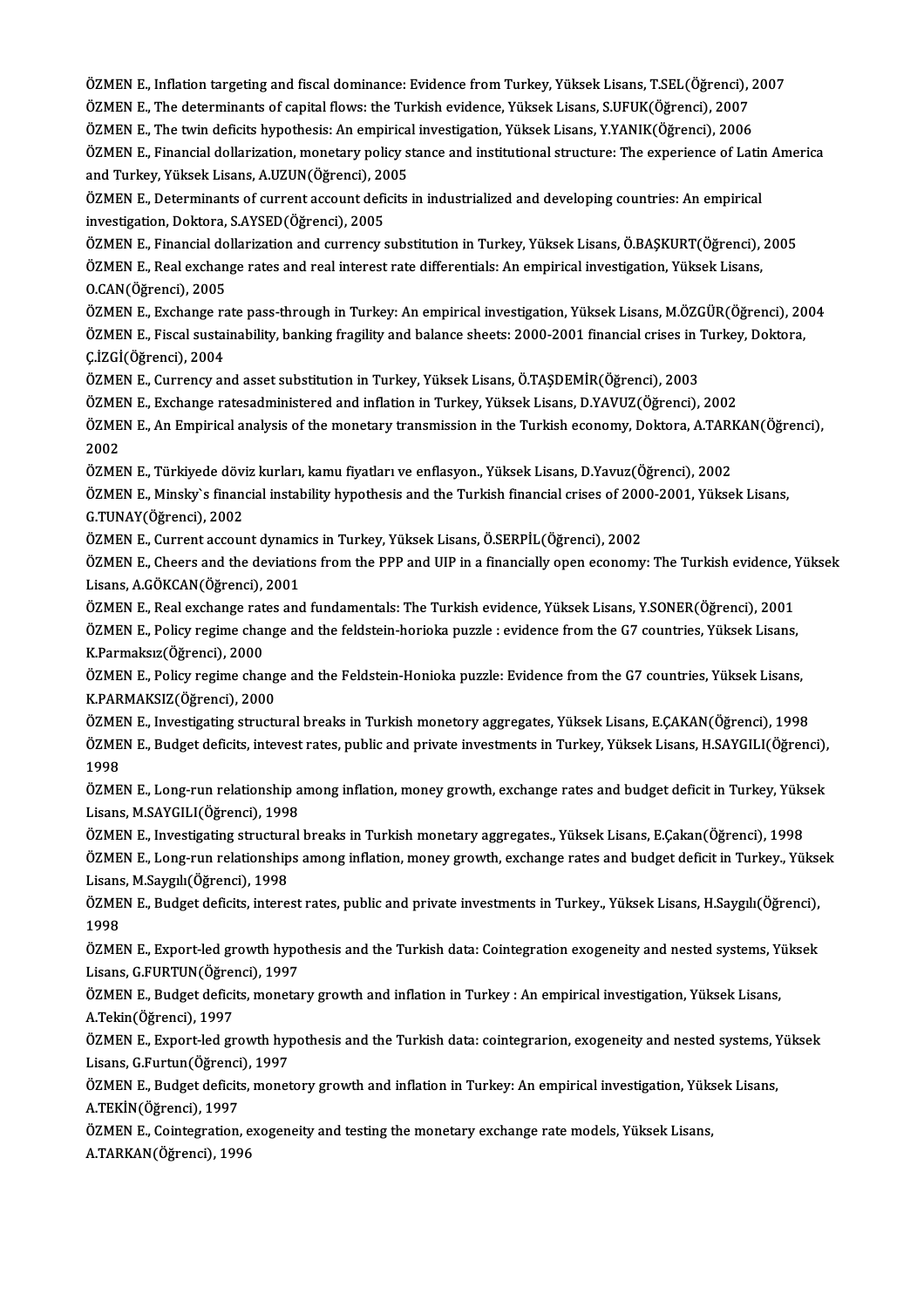ÖZMEN E., Inflation targeting and fiscal dominance: Evidence from Turkey, Yüksek Lisans, T.SEL(Öğrenci), 2007

ÖZMEN E., The determinants of capital flows: the Turkish evidence, Yüksek Lisans, S.UFUK(Öğrenci), 2007

ÖZMEN E., The twin deficits hypothesis: An empirical investigation, Yüksek Lisans, Y.YANIK(Öğrenci), 2006

ÖZMEN E., Financial dollarization, monetary policy stance and institutional structure: The experience of Latin America and Turkey, Yüksek Lisans, A.UZUN(Öğrenci), 2005

ÖZMEN E., Determinants of current account deficits in industrialized and developing countries: An empirical investigation, Doktora, S.AYSED(Öğrenci), 2005

ÖZMEN E., Financial dollarization and currency substitution in Turkey, Yüksek Lisans, Ö.BAŞKURT(Öğrenci), 2005

ÖZMEN E., Real exchange rates and real interest rate differentials: An empirical investigation, Yüksek Lisans, O.CAN(Öğrenci), 2005

ÖZMEN E., Exchange rate pass-through in Turkey: An empirical investigation, Yüksek Lisans, M.ÖZGÜR(Öğrenci), 2004

ÖZMEN E., Fiscal sustainability, banking fragility and balance sheets: 2000-2001 financial crises in Turkey, Doktora, Ç.İZGİ(Öğrenci), 2004

ÖZMEN E., Currency and asset substitution in Turkey, Yüksek Lisans, Ö.TAŞDEMİR(Öğrenci), 2003

ÖZMEN E., Exchange ratesadministered and inflation in Turkey, Yüksek Lisans, D.YAVUZ(Öğrenci), 2002

ÖZMEN E., An Empirical analysis of the monetary transmission in the Turkish economy, Doktora, A.TARKAN(Öğrenci), 2002

ÖZMEN E., Türkiyede döviz kurları, kamu fiyatları ve enflasyon., Yüksek Lisans, D.Yavuz(Öğrenci), 2002

ÖZMEN E., Minsky`s financial instability hypothesis and the Turkish financial crises of 2000-2001, Yüksek Lisans, G.TUNAY(Öğrenci), 2002

ÖZMEN E., Current account dynamics in Turkey, Yüksek Lisans, Ö.SERPİL(Öğrenci), 2002

ÖZMEN E., Cheers and the deviations from the PPP and UIP in a financially open economy: The Turkish evidence, Yüksek Lisans, A.GÖKCAN(Öğrenci), 2001

ÖZMEN E., Real exchange rates and fundamentals: The Turkish evidence, Yüksek Lisans, Y.SONER(Öğrenci), 2001

ÖZMEN E., Policy regime change and the feldstein-horioka puzzle : evidence from the G7 countries, Yüksek Lisans, K.Parmaksız(Öğrenci), 2000

ÖZMEN E., Policy regime change and the Feldstein-Honioka puzzle: Evidence from the G7 countries, Yüksek Lisans, K.PARMAKSIZ(Öğrenci), 2000

ÖZMEN E., Investigating structural breaks in Turkish monetory aggregates, Yüksek Lisans, E.ÇAKAN(Öğrenci), 1998

ÖZMEN E., Budget deficits, intevest rates, public and private investments in Turkey, Yüksek Lisans, H.SAYGILI(Öğrenci), 1998

ÖZMEN E., Long-run relationship among inflation, money growth, exchange rates and budget deficit in Turkey, Yüksek Lisans, M.SAYGILI(Öğrenci), 1998

ÖZMEN E., Investigating structural breaks in Turkish monetary aggregates., Yüksek Lisans, E.Çakan(Öğrenci), 1998

ÖZMEN E., Long-run relationships among inflation, money growth, exchange rates and budget deficit in Turkey., Yüksek Lisans, M.Saygılı(Öğrenci), 1998

ÖZMEN E., Budget deficits, interest rates, public and private investments in Turkey., Yüksek Lisans, H.Saygılı(Öğrenci), 1998

ÖZMEN E., Export-led growth hypothesis and the Turkish data: Cointegration exogeneity and nested systems, Yüksek Lisans, G.FURTUN(Öğrenci), 1997

ÖZMEN E., Budget deficits, monetary growth and inflation in Turkey : An empirical investigation, Yüksek Lisans, A.Tekin(Öğrenci), 1997

ÖZMEN E., Export-led growth hypothesis and the Turkish data: cointegrarion, exogeneity and nested systems, Yüksek Lisans, G.Furtun(Öğrenci), 1997

ÖZMEN E., Budget deficits, monetory growth and inflation in Turkey: An empirical investigation, Yüksek Lisans, A.TEKİN(Öğrenci), 1997

ÖZMEN E., Cointegration, exogeneity and testing the monetary exchange rate models, Yüksek Lisans, A.TARKAN(Öğrenci), 1996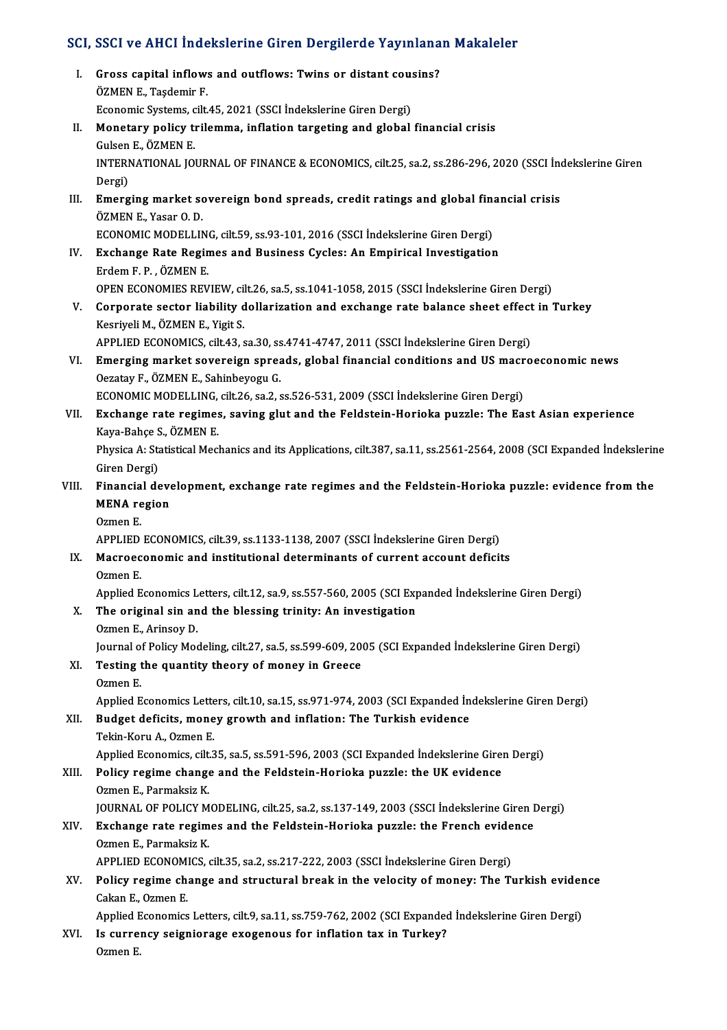## SCI, SSCI ve AHCI İndekslerine Giren Dergilerde Yayınlanan Makaleler

I. **Gross capital inflows and outflows: Twins or distant cousins?**
ÖZMEN E., Taşdemir F.
Economic Systems, cilt.45, 2021 (SSCI İndekslerine Giren Dergi)

II. **Monetary policy trilemma, inflation targeting and global financial crisis**
Gulsen E., ÖZMEN E.
INTERNATIONAL JOURNAL OF FINANCE & ECONOMICS, cilt.25, sa.2, ss.286-296, 2020 (SSCI İndekslerine Giren Dergi)

III. **Emerging market sovereign bond spreads, credit ratings and global financial crisis**
ÖZMEN E., Yasar O. D.
ECONOMIC MODELLING, cilt.59, ss.93-101, 2016 (SSCI İndekslerine Giren Dergi)

IV. **Exchange Rate Regimes and Business Cycles: An Empirical Investigation**
Erdem F. P. , ÖZMEN E.
OPEN ECONOMIES REVIEW, cilt.26, sa.5, ss.1041-1058, 2015 (SSCI İndekslerine Giren Dergi)

V. **Corporate sector liability dollarization and exchange rate balance sheet effect in Turkey**
Kesriyeli M., ÖZMEN E., Yigit S.
APPLIED ECONOMICS, cilt.43, sa.30, ss.4741-4747, 2011 (SSCI İndekslerine Giren Dergi)

VI. **Emerging market sovereign spreads, global financial conditions and US macroeconomic news**
Oezatay F., ÖZMEN E., Sahinbeyogu G.
ECONOMIC MODELLING, cilt.26, sa.2, ss.526-531, 2009 (SSCI İndekslerine Giren Dergi)

VII. **Exchange rate regimes, saving glut and the Feldstein-Horioka puzzle: The East Asian experience**
Kaya-Bahçe S., ÖZMEN E.
Physica A: Statistical Mechanics and its Applications, cilt.387, sa.11, ss.2561-2564, 2008 (SCI Expanded İndekslerine Giren Dergi)

VIII. **Financial development, exchange rate regimes and the Feldstein-Horioka puzzle: evidence from the MENA region**
Ozmen E.
APPLIED ECONOMICS, cilt.39, ss.1133-1138, 2007 (SSCI İndekslerine Giren Dergi)

IX. **Macroeconomic and institutional determinants of current account deficits**
Ozmen E.
Applied Economics Letters, cilt.12, sa.9, ss.557-560, 2005 (SCI Expanded İndekslerine Giren Dergi)

X. **The original sin and the blessing trinity: An investigation**
Ozmen E., Arinsoy D.
Journal of Policy Modeling, cilt.27, sa.5, ss.599-609, 2005 (SCI Expanded İndekslerine Giren Dergi)

XI. **Testing the quantity theory of money in Greece**
Ozmen E.
Applied Economics Letters, cilt.10, sa.15, ss.971-974, 2003 (SCI Expanded İndekslerine Giren Dergi)

XII. **Budget deficits, money growth and inflation: The Turkish evidence**
Tekin-Koru A., Ozmen E.
Applied Economics, cilt.35, sa.5, ss.591-596, 2003 (SCI Expanded İndekslerine Giren Dergi)

XIII. **Policy regime change and the Feldstein-Horioka puzzle: the UK evidence**
Ozmen E., Parmaksiz K.
JOURNAL OF POLICY MODELING, cilt.25, sa.2, ss.137-149, 2003 (SSCI İndekslerine Giren Dergi)

XIV. **Exchange rate regimes and the Feldstein-Horioka puzzle: the French evidence**
Ozmen E., Parmaksiz K.
APPLIED ECONOMICS, cilt.35, sa.2, ss.217-222, 2003 (SSCI İndekslerine Giren Dergi)

XV. **Policy regime change and structural break in the velocity of money: The Turkish evidence**
Cakan E., Ozmen E.
Applied Economics Letters, cilt.9, sa.11, ss.759-762, 2002 (SCI Expanded İndekslerine Giren Dergi)

XVI. **Is currency seigniorage exogenous for inflation tax in Turkey?**
Ozmen E.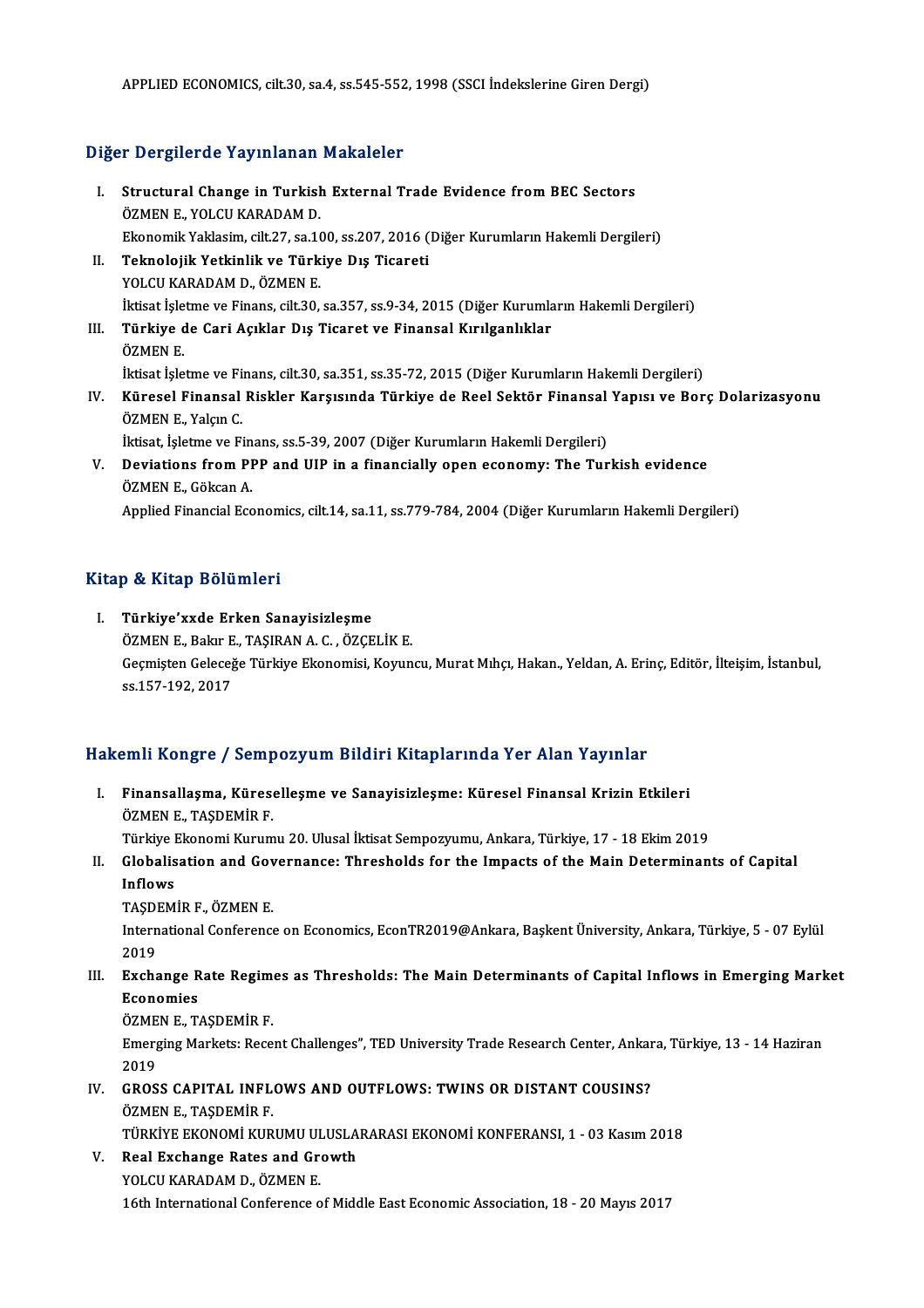APPLIED ECONOMICS, cilt.30, sa.4, ss.545-552, 1998 (SSCI İndekslerine Giren Dergi)

## Diğer Dergilerde Yayınlanan Makaleler

I. **Structural Change in Turkish External Trade Evidence from BEC Sectors**
   ÖZMEN E., YOLCU KARADAM D.
   Ekonomik Yaklasim, cilt.27, sa.100, ss.207, 2016 (Diğer Kurumların Hakemli Dergileri)
II. **Teknolojik Yetkinlik ve Türkiye Dış Ticareti**
   YOLCU KARADAM D., ÖZMEN E.
   İktisat İşletme ve Finans, cilt.30, sa.357, ss.9-34, 2015 (Diğer Kurumların Hakemli Dergileri)
III. **Türkiye de Cari Açıklar Dış Ticaret ve Finansal Kırılganlıklar**
   ÖZMEN E.
   İktisat İşletme ve Finans, cilt.30, sa.351, ss.35-72, 2015 (Diğer Kurumların Hakemli Dergileri)
IV. **Küresel Finansal Riskler Karşısında Türkiye de Reel Sektör Finansal Yapısı ve Borç Dolarizasyonu**
   ÖZMEN E., Yalçın C.
   İktisat, İşletme ve Finans, ss.5-39, 2007 (Diğer Kurumların Hakemli Dergileri)
V. **Deviations from PPP and UIP in a financially open economy: The Turkish evidence**
   ÖZMEN E., Gökcan A.
   Applied Financial Economics, cilt.14, sa.11, ss.779-784, 2004 (Diğer Kurumların Hakemli Dergileri)

## Kitap & Kitap Bölümleri

I. **Türkiye'xxde Erken Sanayisizleşme**
   ÖZMEN E., Bakır E., TAŞIRAN A. C. , ÖZÇELİK E.
   Geçmişten Geleceğe Türkiye Ekonomisi, Koyuncu, Murat Mıhçı, Hakan., Yeldan, A. Erinç, Editör, İlteişim, İstanbul, ss.157-192, 2017

## Hakemli Kongre / Sempozyum Bildiri Kitaplarında Yer Alan Yayınlar

I. **Finansallaşma, Küreselleşme ve Sanayisizleşme: Küresel Finansal Krizin Etkileri**
   ÖZMEN E., TAŞDEMİR F.
   Türkiye Ekonomi Kurumu 20. Ulusal İktisat Sempozyumu, Ankara, Türkiye, 17 - 18 Ekim 2019
II. **Globalisation and Governance: Thresholds for the Impacts of the Main Determinants of Capital Inflows**
   TAŞDEMİR F., ÖZMEN E.
   International Conference on Economics, EconTR2019@Ankara, Başkent University, Ankara, Türkiye, 5 - 07 Eylül 2019
III. **Exchange Rate Regimes as Thresholds: The Main Determinants of Capital Inflows in Emerging Market Economies**
   ÖZMEN E., TAŞDEMİR F.
   Emerging Markets: Recent Challenges", TED University Trade Research Center, Ankara, Türkiye, 13 - 14 Haziran 2019
IV. **GROSS CAPITAL INFLOWS AND OUTFLOWS: TWINS OR DISTANT COUSINS?**
   ÖZMEN E., TAŞDEMİR F.
   TÜRKİYE EKONOMİ KURUMU ULUSLARARASI EKONOMİ KONFERANSI, 1 - 03 Kasım 2018
V. **Real Exchange Rates and Growth**
   YOLCU KARADAM D., ÖZMEN E.
   16th International Conference of Middle East Economic Association, 18 - 20 Mayıs 2017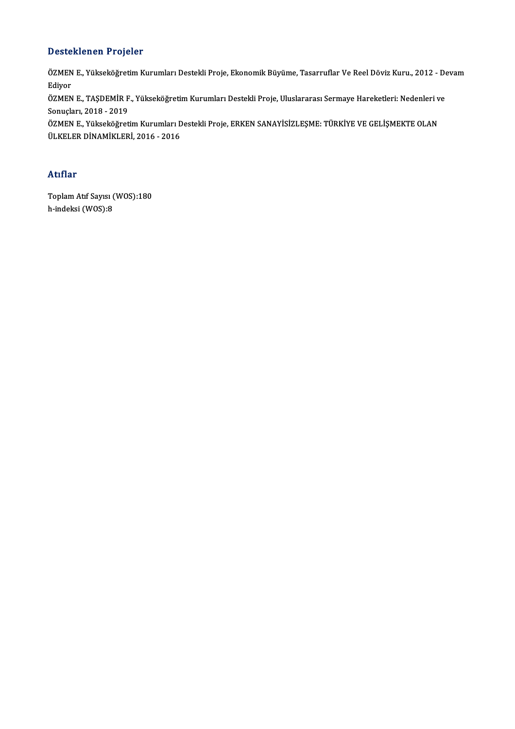## Desteklenen Projeler

ÖZMEN E., Yükseköğretim Kurumları Destekli Proje, Ekonomik Büyüme, Tasarruflar Ve Reel Döviz Kuru., 2012 - Devam Ediyor

ÖZMEN E., TAŞDEMİR F., Yükseköğretim Kurumları Destekli Proje, Uluslararası Sermaye Hareketleri: Nedenleri ve Sonuçları, 2018 - 2019

ÖZMEN E., Yükseköğretim Kurumları Destekli Proje, ERKEN SANAYİSİZLEŞME: TÜRKİYE VE GELİŞMEKTE OLAN ÜLKELER DİNAMİKLERİ, 2016 - 2016

## Atıflar

Toplam Atıf Sayısı (WOS):180
h-indeksi (WOS):8